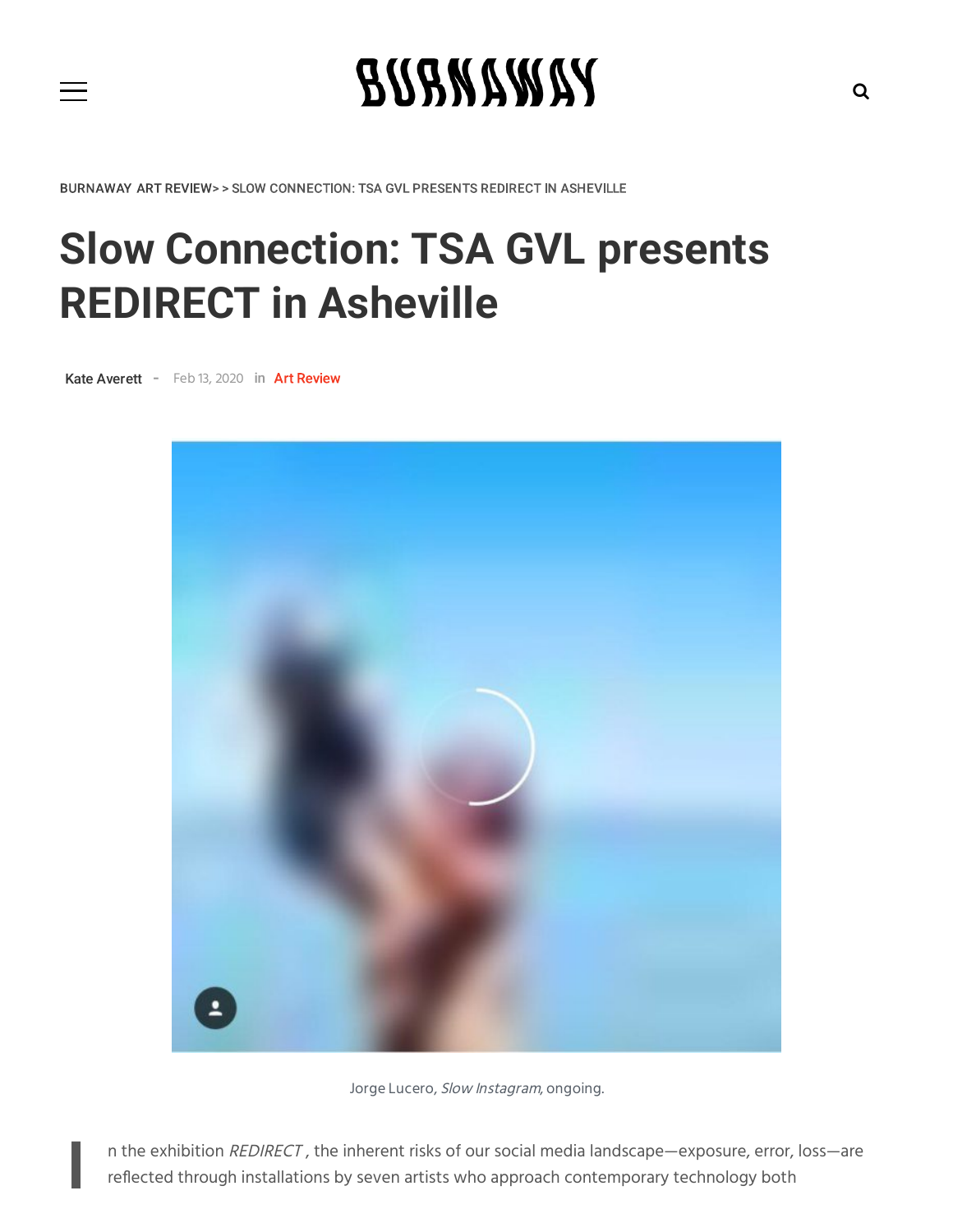BURNAWAY ART REVIEW> > SLOW CONNECTION: TSA GVL PRESENTS REDIRECT IN ASHEVILLE

# Slow Connection: TSA GVL presents REDIRECT in Asheville

Kate Averett - Feb 13, 2020 in Art Review

Jorge Lucero, *Slow Instagram*, ongoing.

In the exhibition *REDIRECT*, the inherent risks of our social media landscape—exposure, error, loss—are reflected through installations by seven artists who approach contemporary technology both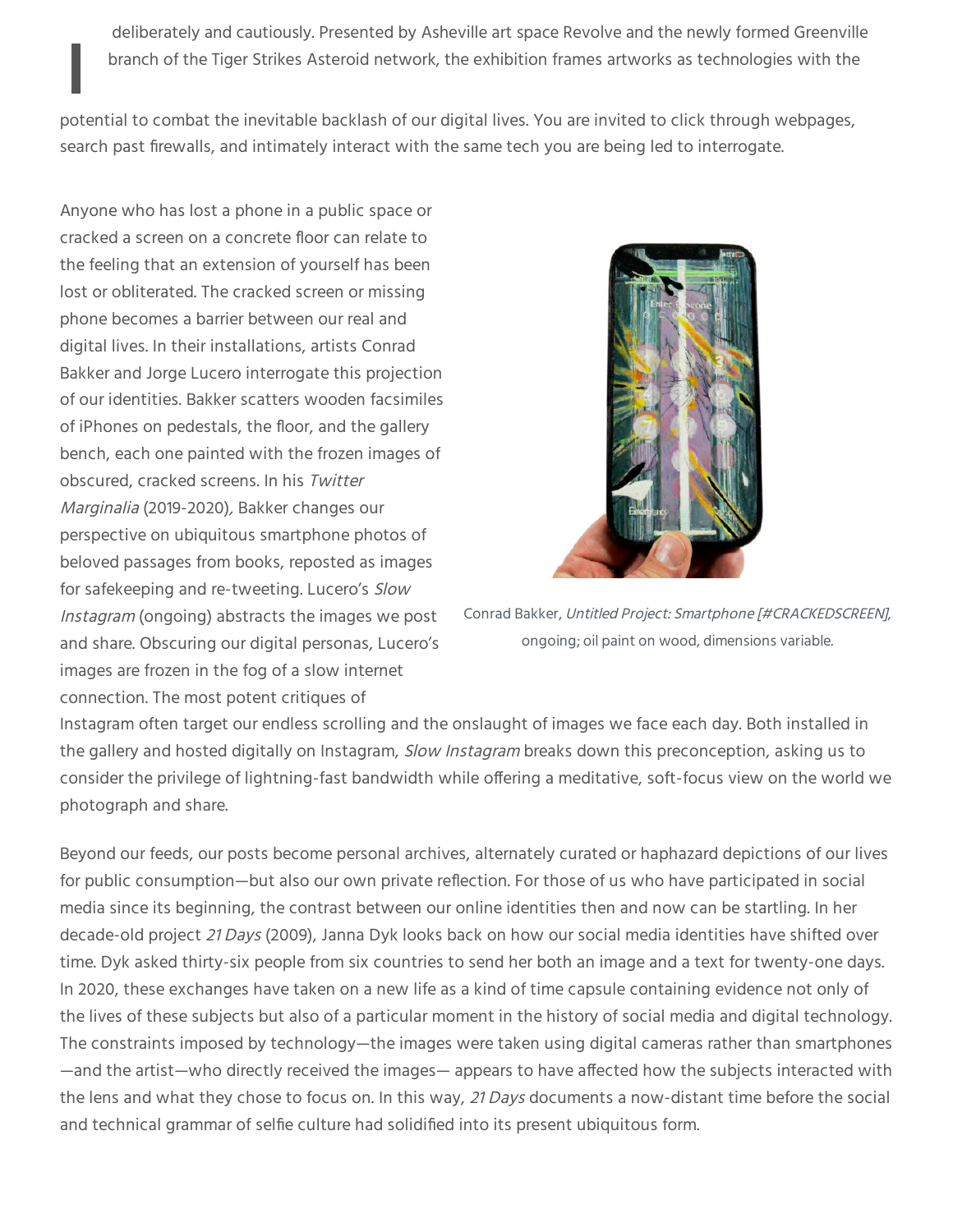deliberately and cautiously. Presented by Asheville art space Revolve and the newly formed Greenville branch of the Tiger Strikes Asteroid network, the exhibition frames artworks as technologies with the potential to combat the inevitable backlash of our digital lives. You are invited to click through webpages, search past firewalls, and intimately interact with the same tech you are being led to interrogate.

Anyone who has lost a phone in a public space or cracked a screen on a concrete floor can relate to the feeling that an extension of yourself has been lost or obliterated. The cracked screen or missing phone becomes a barrier between our real and digital lives. In their installations, artists Conrad Bakker and Jorge Lucero interrogate this projection of our identities. Bakker scatters wooden facsimiles of iPhones on pedestals, the floor, and the gallery bench, each one painted with the frozen images of obscured, cracked screens. In his *Twitter Marginalia* (2019-2020)*,* Bakker changes our perspective on ubiquitous smartphone photos of beloved passages from books, reposted as images for safekeeping and re-tweeting. Lucero's *Slow Instagram* (ongoing) abstracts the images we post and share. Obscuring our digital personas, Lucero's images are frozen in the fog of a slow internet connection. The most potent critiques of Instagram often target our endless scrolling and the onslaught of images we face each day. Both installed in the gallery and hosted digitally on Instagram, *Slow Instagram* breaks down this preconception, asking us to consider the privilege of lightning-fast bandwidth while offering a meditative, soft-focus view on the world we photograph and share.

Conrad Bakker, *Untitled Project: Smartphone [#CRACKEDSCREEN]*, ongoing; oil paint on wood, dimensions variable.

Beyond our feeds, our posts become personal archives, alternately curated or haphazard depictions of our lives for public consumption—but also our own private reflection. For those of us who have participated in social media since its beginning, the contrast between our online identities then and now can be startling. In her decade-old project *21 Days* (2009), Janna Dyk looks back on how our social media identities have shifted over time. Dyk asked thirty-six people from six countries to send her both an image and a text for twenty-one days. In 2020, these exchanges have taken on a new life as a kind of time capsule containing evidence not only of the lives of these subjects but also of a particular moment in the history of social media and digital technology. The constraints imposed by technology—the images were taken using digital cameras rather than smartphones—and the artist—who directly received the images— appears to have affected how the subjects interacted with the lens and what they chose to focus on. In this way, *21 Days* documents a now-distant time before the social and technical grammar of selfie culture had solidified into its present ubiquitous form.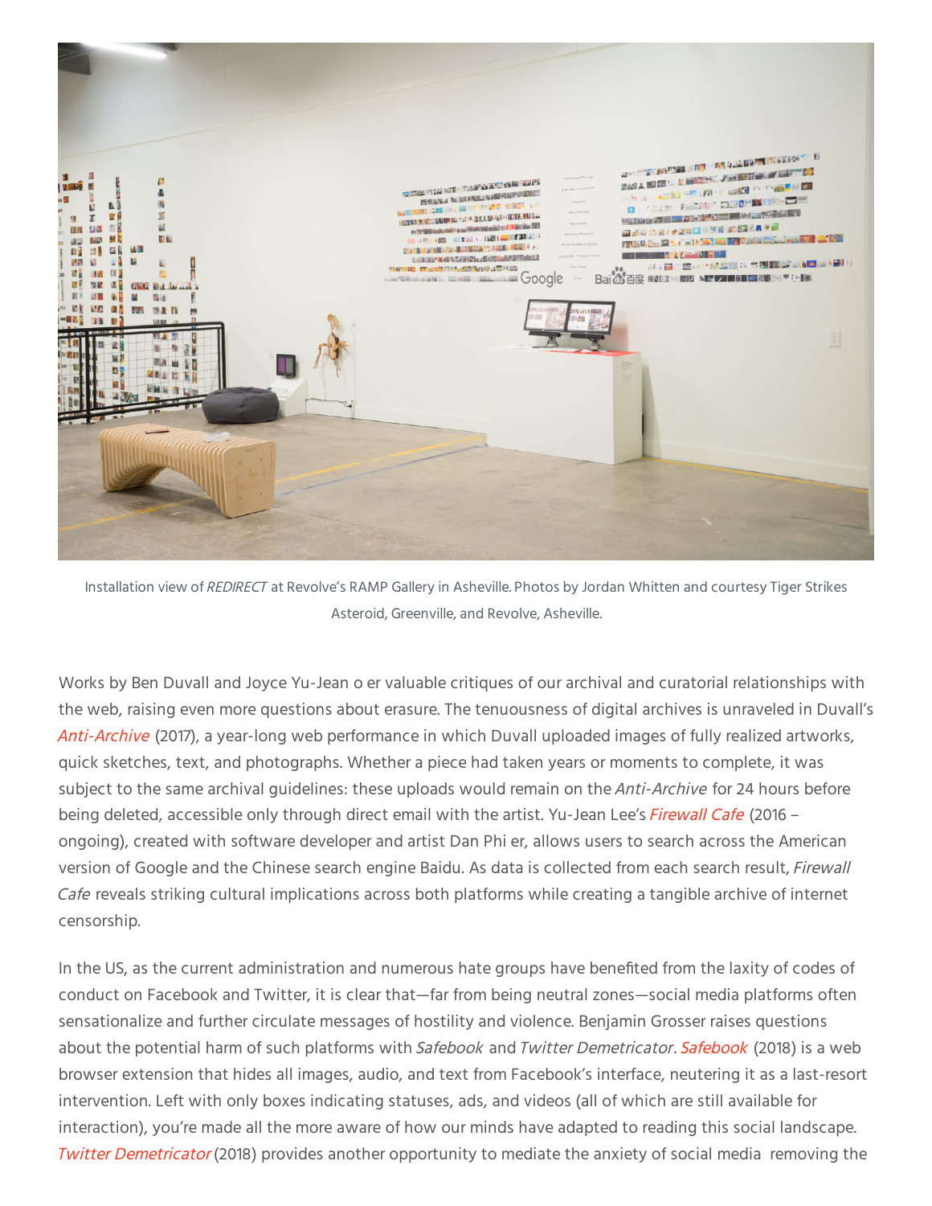Installation view of *REDIRECT* at Revolve's RAMP Gallery in Asheville. Photos by Jordan Whitten and courtesy Tiger Strikes Asteroid, Greenville, and Revolve, Asheville.

Works by Ben Duvall and Joyce Yu-Jean o er valuable critiques of our archival and curatorial relationships with the web, raising even more questions about erasure. The tenuousness of digital archives is unraveled in Duvall's *Anti-Archive* (2017), a year-long web performance in which Duvall uploaded images of fully realized artworks, quick sketches, text, and photographs. Whether a piece had taken years or moments to complete, it was subject to the same archival guidelines: these uploads would remain on the *Anti-Archive* for 24 hours before being deleted, accessible only through direct email with the artist. Yu-Jean Lee's *Firewall Cafe* (2016 – ongoing), created with software developer and artist Dan Phi er, allows users to search across the American version of Google and the Chinese search engine Baidu. As data is collected from each search result, *Firewall Cafe* reveals striking cultural implications across both platforms while creating a tangible archive of internet censorship.

In the US, as the current administration and numerous hate groups have benefited from the laxity of codes of conduct on Facebook and Twitter, it is clear that—far from being neutral zones—social media platforms often sensationalize and further circulate messages of hostility and violence. Benjamin Grosser raises questions about the potential harm of such platforms with *Safebook* and *Twitter Demetricator*. *Safebook* (2018) is a web browser extension that hides all images, audio, and text from Facebook's interface, neutering it as a last-resort intervention. Left with only boxes indicating statuses, ads, and videos (all of which are still available for interaction), you're made all the more aware of how our minds have adapted to reading this social landscape. *Twitter Demetricator* (2018) provides another opportunity to mediate the anxiety of social media removing the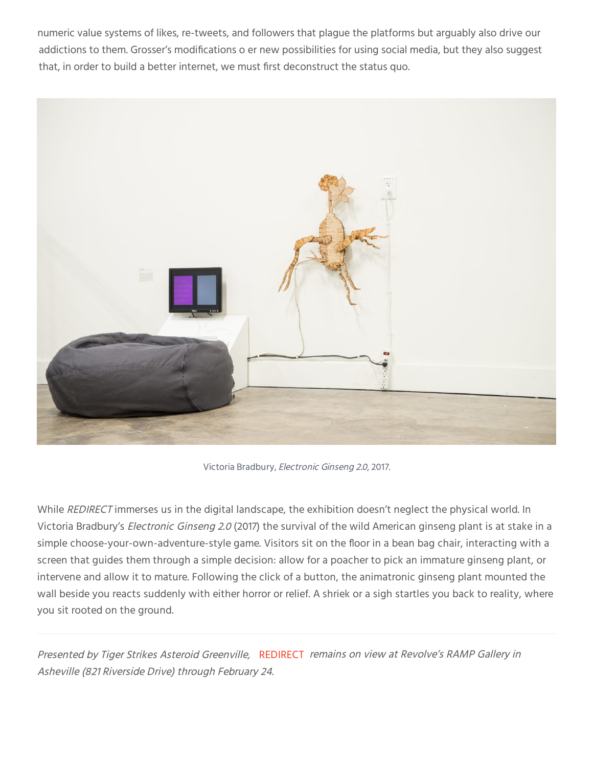numeric value systems of likes, re-tweets, and followers that plague the platforms but arguably also drive our addictions to them. Grosser's modifications o er new possibilities for using social media, but they also suggest that, in order to build a better internet, we must first deconstruct the status quo.

Victoria Bradbury, *Electronic Ginseng 2.0*, 2017.

While *REDIRECT* immerses us in the digital landscape, the exhibition doesn't neglect the physical world. In Victoria Bradbury's *Electronic Ginseng 2.0* (2017) the survival of the wild American ginseng plant is at stake in a simple choose-your-own-adventure-style game. Visitors sit on the floor in a bean bag chair, interacting with a screen that guides them through a simple decision: allow for a poacher to pick an immature ginseng plant, or intervene and allow it to mature. Following the click of a button, the animatronic ginseng plant mounted the wall beside you reacts suddenly with either horror or relief. A shriek or a sigh startles you back to reality, where you sit rooted on the ground.

---

*Presented by Tiger Strikes Asteroid Greenville,* REDIRECT *remains on view at Revolve's RAMP Gallery in Asheville (821 Riverside Drive) through February 24.*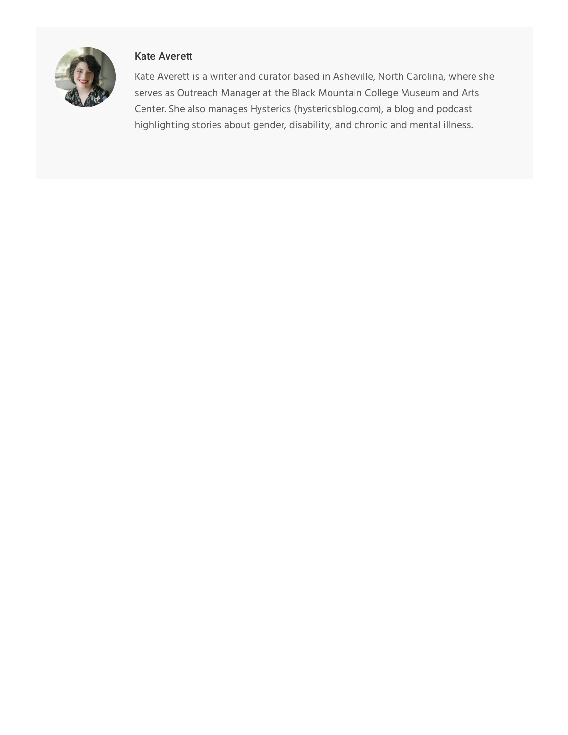**Kate Averett**

Kate Averett is a writer and curator based in Asheville, North Carolina, where she serves as Outreach Manager at the Black Mountain College Museum and Arts Center. She also manages Hysterics (hystericsblog.com), a blog and podcast highlighting stories about gender, disability, and chronic and mental illness.